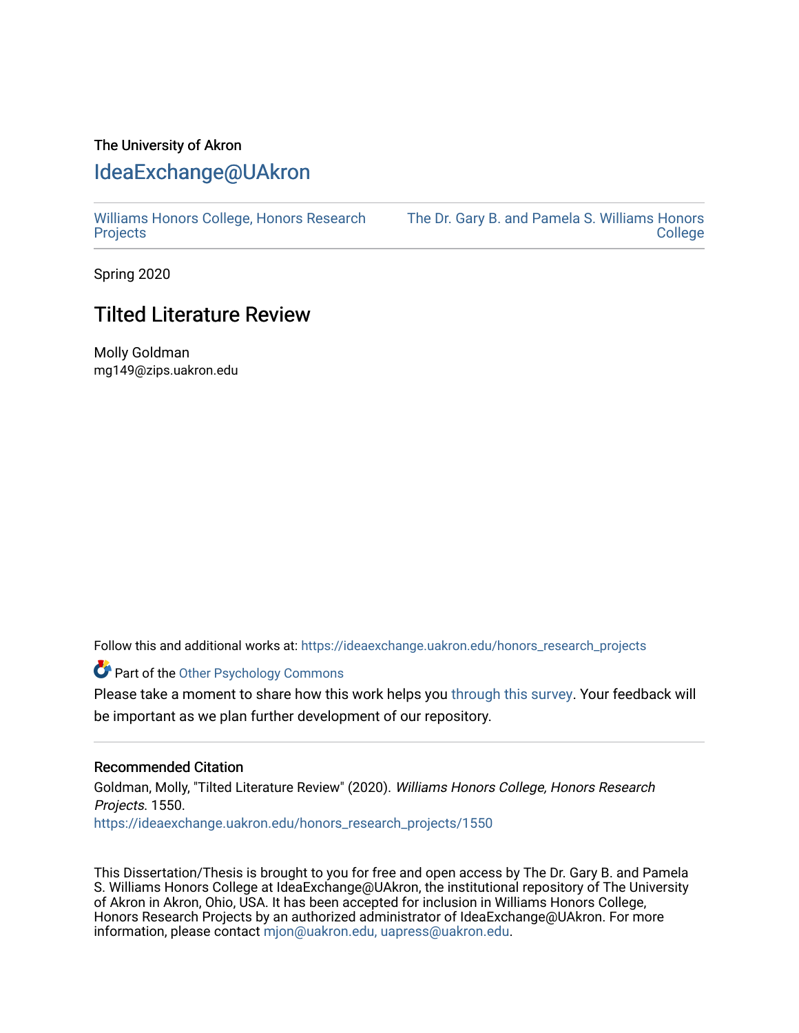The University of Akron

# IdeaExchange@UAkron

Williams Honors College, Honors Research Projects | The Dr. Gary B. and Pamela S. Williams Honors College

Spring 2020

## Tilted Literature Review

Molly Goldman
mg149@zips.uakron.edu

Follow this and additional works at: https://ideaexchange.uakron.edu/honors_research_projects

Part of the Other Psychology Commons

Please take a moment to share how this work helps you through this survey. Your feedback will be important as we plan further development of our repository.

### Recommended Citation

Goldman, Molly, "Tilted Literature Review" (2020). *Williams Honors College, Honors Research Projects*. 1550.
https://ideaexchange.uakron.edu/honors_research_projects/1550

This Dissertation/Thesis is brought to you for free and open access by The Dr. Gary B. and Pamela S. Williams Honors College at IdeaExchange@UAkron, the institutional repository of The University of Akron in Akron, Ohio, USA. It has been accepted for inclusion in Williams Honors College, Honors Research Projects by an authorized administrator of IdeaExchange@UAkron. For more information, please contact mjon@uakron.edu, uapress@uakron.edu.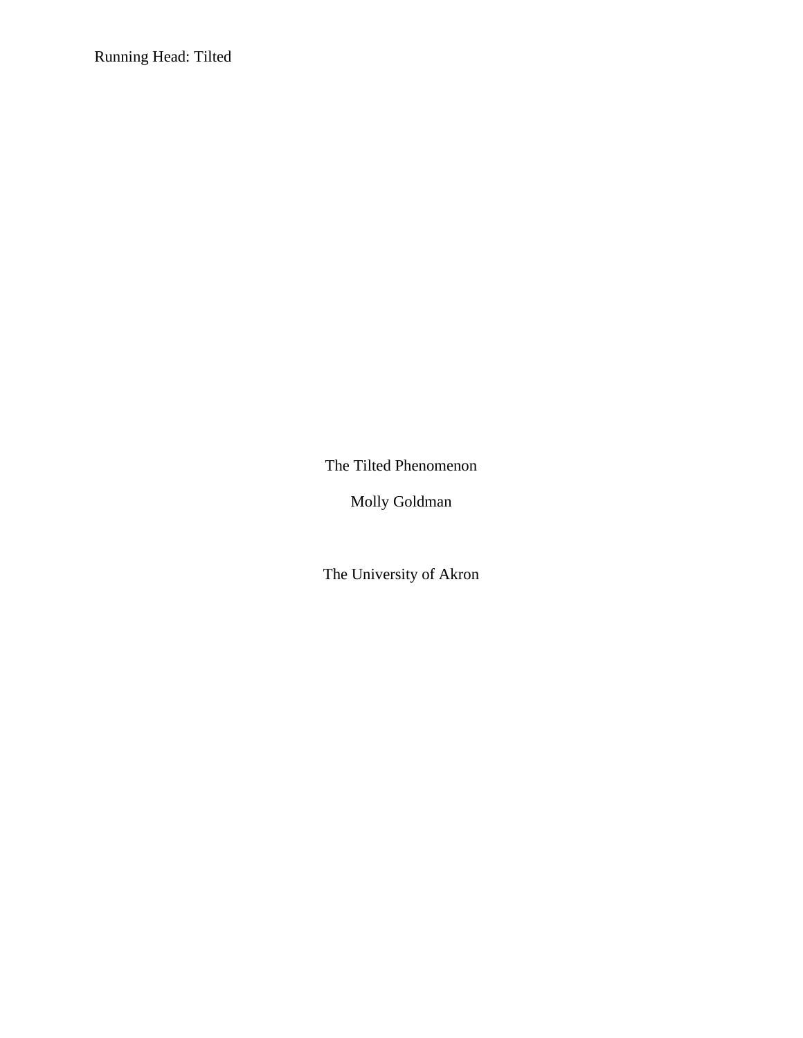The Tilted Phenomenon

Molly Goldman

The University of Akron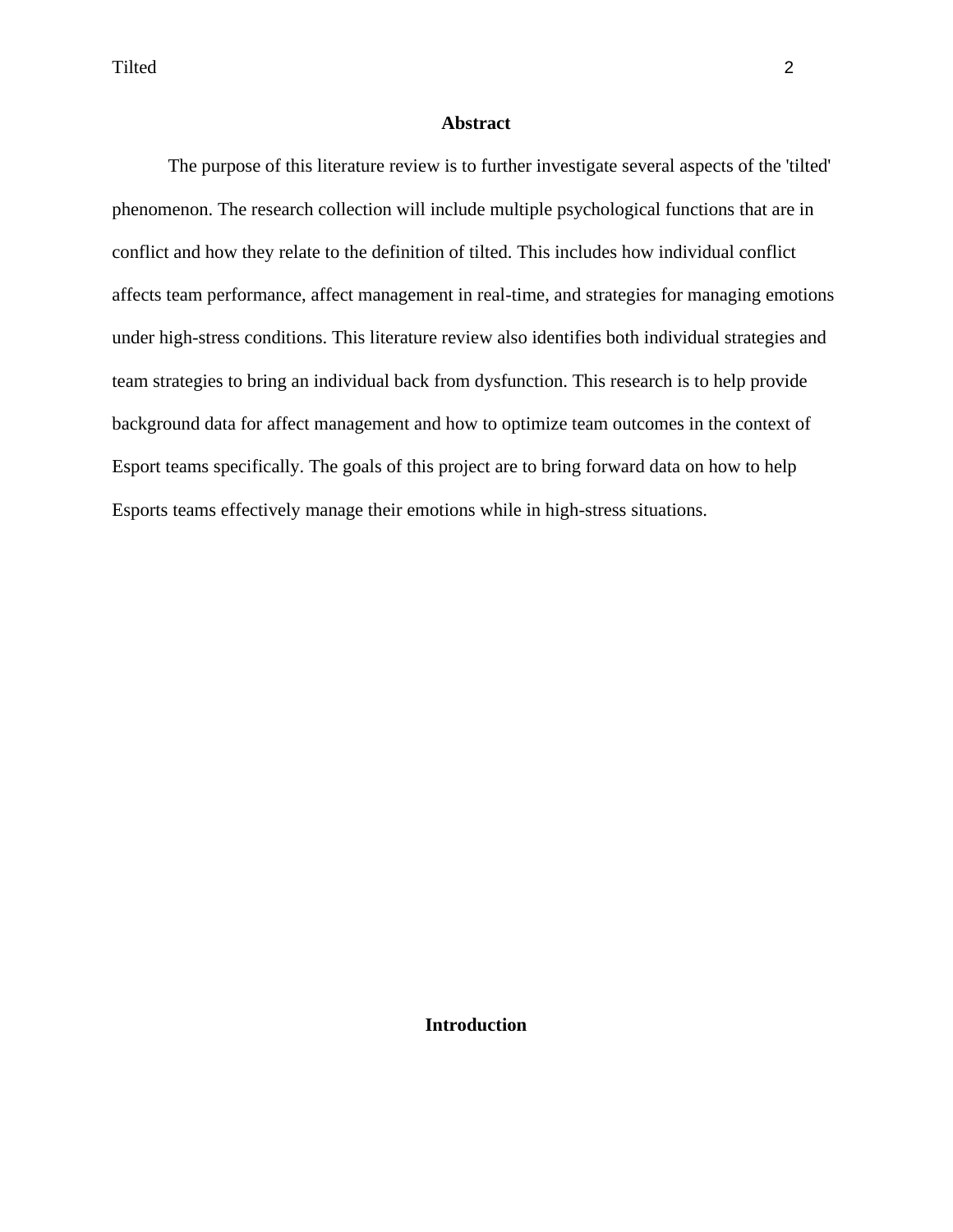## Abstract

The purpose of this literature review is to further investigate several aspects of the 'tilted' phenomenon. The research collection will include multiple psychological functions that are in conflict and how they relate to the definition of tilted. This includes how individual conflict affects team performance, affect management in real-time, and strategies for managing emotions under high-stress conditions. This literature review also identifies both individual strategies and team strategies to bring an individual back from dysfunction. This research is to help provide background data for affect management and how to optimize team outcomes in the context of Esport teams specifically. The goals of this project are to bring forward data on how to help Esports teams effectively manage their emotions while in high-stress situations.

## Introduction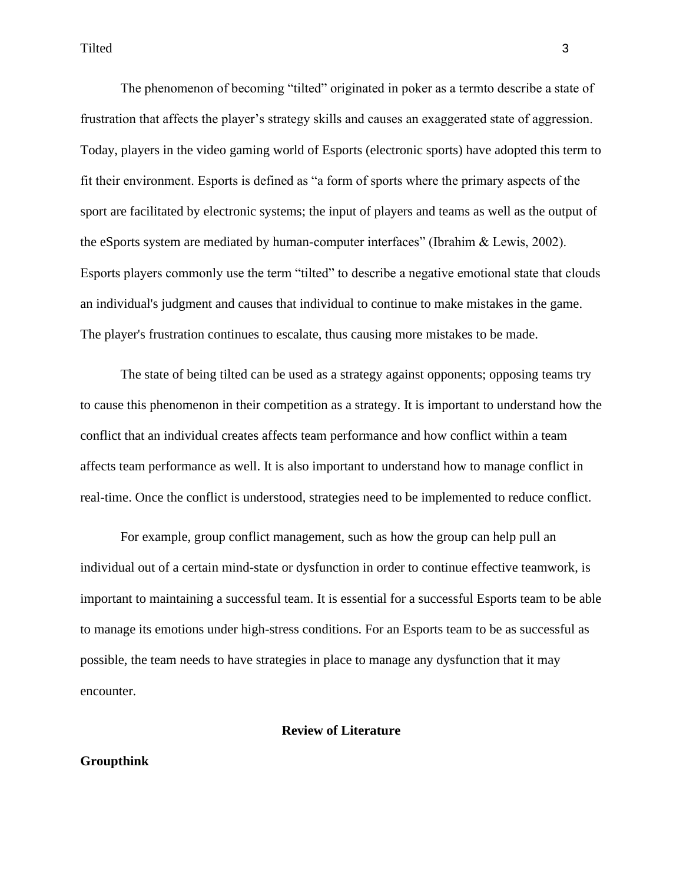The phenomenon of becoming "tilted" originated in poker as a termto describe a state of frustration that affects the player's strategy skills and causes an exaggerated state of aggression. Today, players in the video gaming world of Esports (electronic sports) have adopted this term to fit their environment. Esports is defined as "a form of sports where the primary aspects of the sport are facilitated by electronic systems; the input of players and teams as well as the output of the eSports system are mediated by human-computer interfaces" (Ibrahim & Lewis, 2002). Esports players commonly use the term "tilted" to describe a negative emotional state that clouds an individual's judgment and causes that individual to continue to make mistakes in the game. The player's frustration continues to escalate, thus causing more mistakes to be made.

The state of being tilted can be used as a strategy against opponents; opposing teams try to cause this phenomenon in their competition as a strategy. It is important to understand how the conflict that an individual creates affects team performance and how conflict within a team affects team performance as well. It is also important to understand how to manage conflict in real-time. Once the conflict is understood, strategies need to be implemented to reduce conflict.

For example, group conflict management, such as how the group can help pull an individual out of a certain mind-state or dysfunction in order to continue effective teamwork, is important to maintaining a successful team. It is essential for a successful Esports team to be able to manage its emotions under high-stress conditions. For an Esports team to be as successful as possible, the team needs to have strategies in place to manage any dysfunction that it may encounter.

## Review of Literature

### Groupthink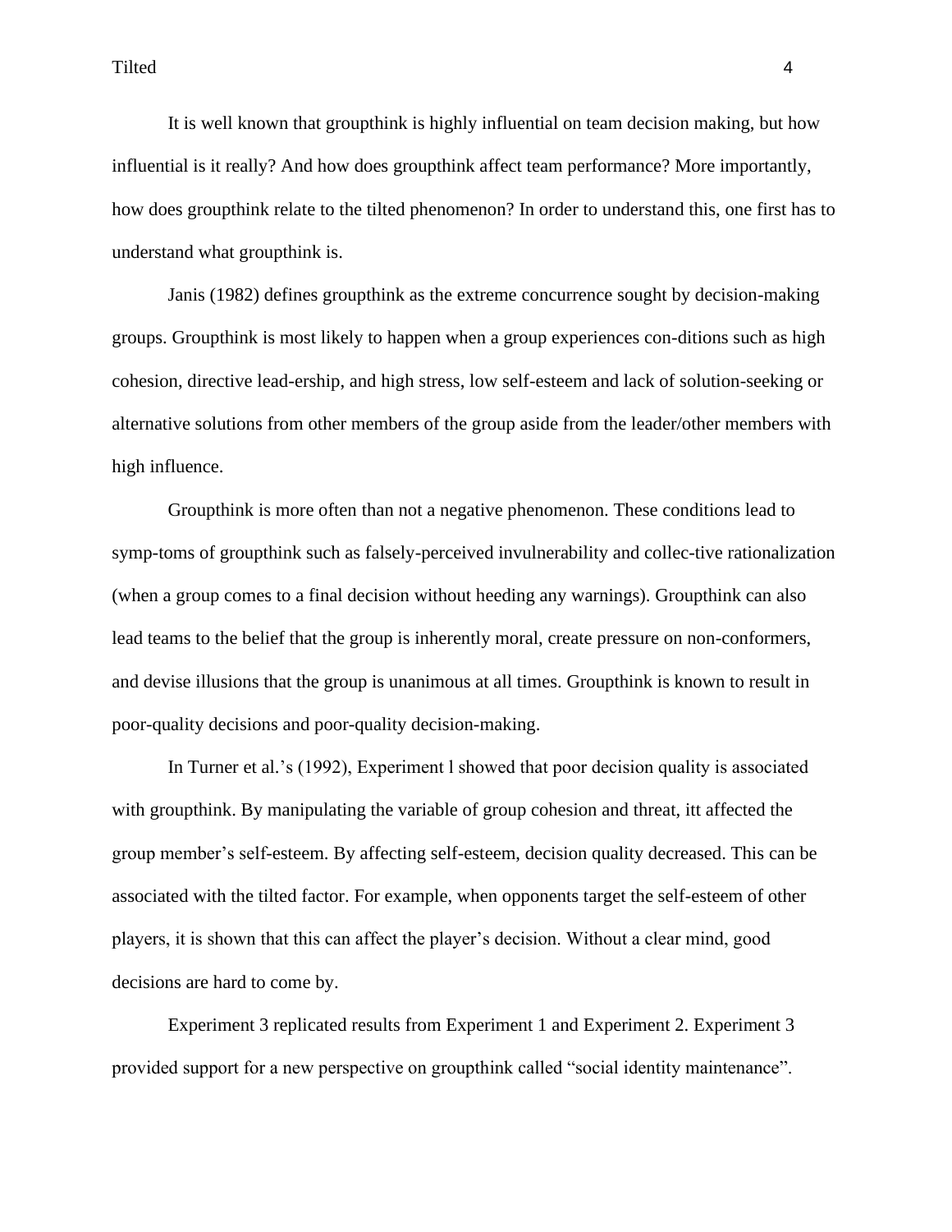It is well known that groupthink is highly influential on team decision making, but how influential is it really? And how does groupthink affect team performance? More importantly, how does groupthink relate to the tilted phenomenon? In order to understand this, one first has to understand what groupthink is.

Janis (1982) defines groupthink as the extreme concurrence sought by decision-making groups. Groupthink is most likely to happen when a group experiences con-ditions such as high cohesion, directive lead-ership, and high stress, low self-esteem and lack of solution-seeking or alternative solutions from other members of the group aside from the leader/other members with high influence.

Groupthink is more often than not a negative phenomenon. These conditions lead to symp-toms of groupthink such as falsely-perceived invulnerability and collec-tive rationalization (when a group comes to a final decision without heeding any warnings). Groupthink can also lead teams to the belief that the group is inherently moral, create pressure on non-conformers, and devise illusions that the group is unanimous at all times. Groupthink is known to result in poor-quality decisions and poor-quality decision-making.

In Turner et al.'s (1992), Experiment l showed that poor decision quality is associated with groupthink. By manipulating the variable of group cohesion and threat, itt affected the group member's self-esteem. By affecting self-esteem, decision quality decreased. This can be associated with the tilted factor. For example, when opponents target the self-esteem of other players, it is shown that this can affect the player's decision. Without a clear mind, good decisions are hard to come by.

Experiment 3 replicated results from Experiment 1 and Experiment 2. Experiment 3 provided support for a new perspective on groupthink called "social identity maintenance".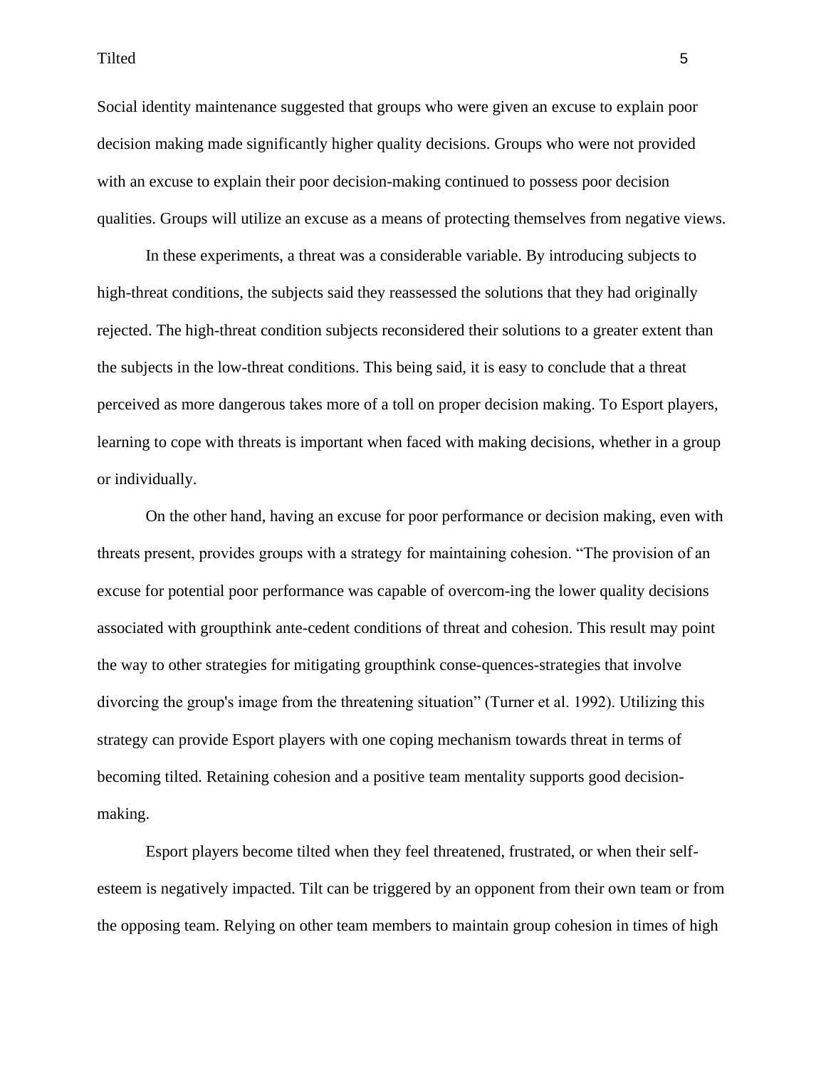Social identity maintenance suggested that groups who were given an excuse to explain poor decision making made significantly higher quality decisions. Groups who were not provided with an excuse to explain their poor decision-making continued to possess poor decision qualities. Groups will utilize an excuse as a means of protecting themselves from negative views.

In these experiments, a threat was a considerable variable. By introducing subjects to high-threat conditions, the subjects said they reassessed the solutions that they had originally rejected. The high-threat condition subjects reconsidered their solutions to a greater extent than the subjects in the low-threat conditions. This being said, it is easy to conclude that a threat perceived as more dangerous takes more of a toll on proper decision making. To Esport players, learning to cope with threats is important when faced with making decisions, whether in a group or individually.

On the other hand, having an excuse for poor performance or decision making, even with threats present, provides groups with a strategy for maintaining cohesion. "The provision of an excuse for potential poor performance was capable of overcom-ing the lower quality decisions associated with groupthink ante-cedent conditions of threat and cohesion. This result may point the way to other strategies for mitigating groupthink conse-quences-strategies that involve divorcing the group's image from the threatening situation" (Turner et al. 1992). Utilizing this strategy can provide Esport players with one coping mechanism towards threat in terms of becoming tilted. Retaining cohesion and a positive team mentality supports good decision-making.

Esport players become tilted when they feel threatened, frustrated, or when their self-esteem is negatively impacted. Tilt can be triggered by an opponent from their own team or from the opposing team. Relying on other team members to maintain group cohesion in times of high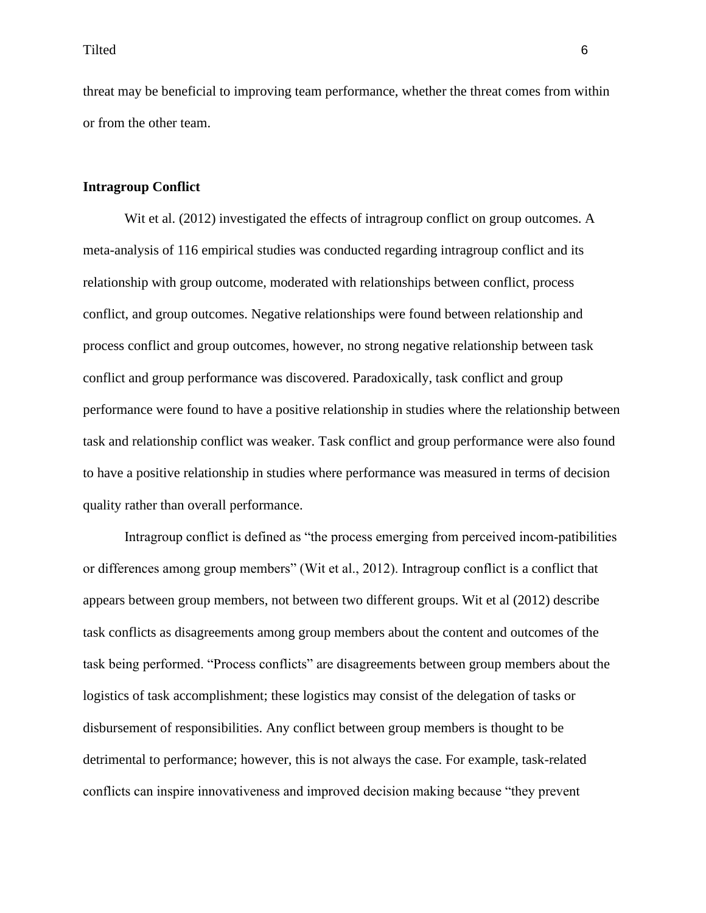threat may be beneficial to improving team performance, whether the threat comes from within or from the other team.

## Intragroup Conflict

Wit et al. (2012) investigated the effects of intragroup conflict on group outcomes. A meta-analysis of 116 empirical studies was conducted regarding intragroup conflict and its relationship with group outcome, moderated with relationships between conflict, process conflict, and group outcomes. Negative relationships were found between relationship and process conflict and group outcomes, however, no strong negative relationship between task conflict and group performance was discovered. Paradoxically, task conflict and group performance were found to have a positive relationship in studies where the relationship between task and relationship conflict was weaker. Task conflict and group performance were also found to have a positive relationship in studies where performance was measured in terms of decision quality rather than overall performance.

Intragroup conflict is defined as "the process emerging from perceived incom-patibilities or differences among group members" (Wit et al., 2012). Intragroup conflict is a conflict that appears between group members, not between two different groups. Wit et al (2012) describe task conflicts as disagreements among group members about the content and outcomes of the task being performed. "Process conflicts" are disagreements between group members about the logistics of task accomplishment; these logistics may consist of the delegation of tasks or disbursement of responsibilities. Any conflict between group members is thought to be detrimental to performance; however, this is not always the case. For example, task-related conflicts can inspire innovativeness and improved decision making because "they prevent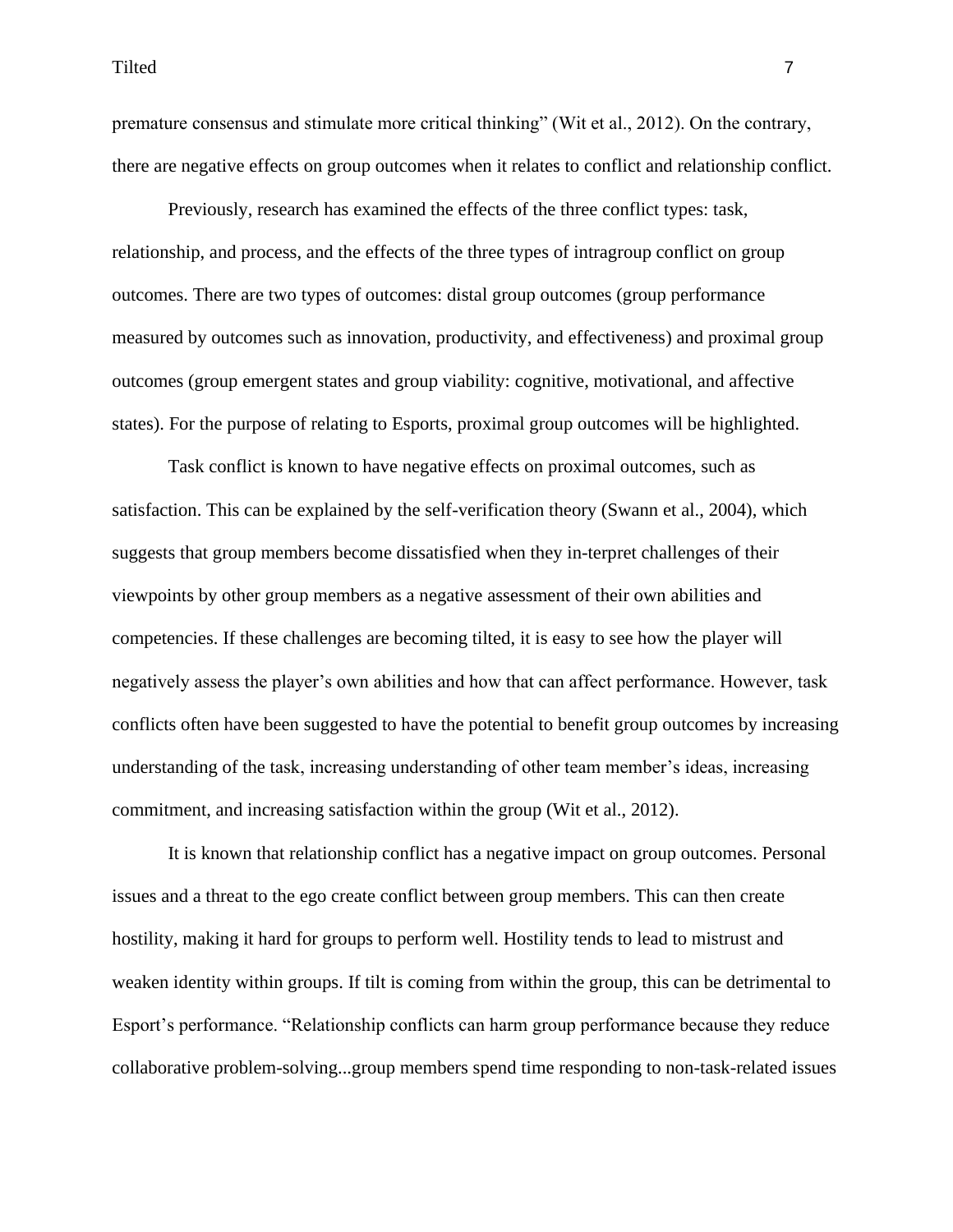premature consensus and stimulate more critical thinking" (Wit et al., 2012). On the contrary, there are negative effects on group outcomes when it relates to conflict and relationship conflict.

Previously, research has examined the effects of the three conflict types: task, relationship, and process, and the effects of the three types of intragroup conflict on group outcomes. There are two types of outcomes: distal group outcomes (group performance measured by outcomes such as innovation, productivity, and effectiveness) and proximal group outcomes (group emergent states and group viability: cognitive, motivational, and affective states). For the purpose of relating to Esports, proximal group outcomes will be highlighted.

Task conflict is known to have negative effects on proximal outcomes, such as satisfaction. This can be explained by the self-verification theory (Swann et al., 2004), which suggests that group members become dissatisfied when they in-terpret challenges of their viewpoints by other group members as a negative assessment of their own abilities and competencies. If these challenges are becoming tilted, it is easy to see how the player will negatively assess the player's own abilities and how that can affect performance. However, task conflicts often have been suggested to have the potential to benefit group outcomes by increasing understanding of the task, increasing understanding of other team member's ideas, increasing commitment, and increasing satisfaction within the group (Wit et al., 2012).

It is known that relationship conflict has a negative impact on group outcomes. Personal issues and a threat to the ego create conflict between group members. This can then create hostility, making it hard for groups to perform well. Hostility tends to lead to mistrust and weaken identity within groups. If tilt is coming from within the group, this can be detrimental to Esport's performance. "Relationship conflicts can harm group performance because they reduce collaborative problem-solving...group members spend time responding to non-task-related issues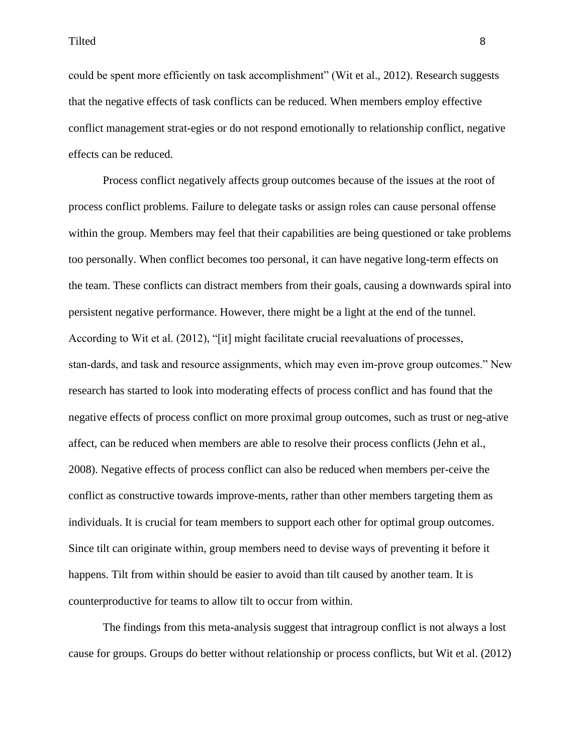could be spent more efficiently on task accomplishment" (Wit et al., 2012). Research suggests that the negative effects of task conflicts can be reduced. When members employ effective conflict management strat-egies or do not respond emotionally to relationship conflict, negative effects can be reduced.

Process conflict negatively affects group outcomes because of the issues at the root of process conflict problems. Failure to delegate tasks or assign roles can cause personal offense within the group. Members may feel that their capabilities are being questioned or take problems too personally. When conflict becomes too personal, it can have negative long-term effects on the team. These conflicts can distract members from their goals, causing a downwards spiral into persistent negative performance. However, there might be a light at the end of the tunnel. According to Wit et al. (2012), "[it] might facilitate crucial reevaluations of processes, stan-dards, and task and resource assignments, which may even im-prove group outcomes." New research has started to look into moderating effects of process conflict and has found that the negative effects of process conflict on more proximal group outcomes, such as trust or neg-ative affect, can be reduced when members are able to resolve their process conflicts (Jehn et al., 2008). Negative effects of process conflict can also be reduced when members per-ceive the conflict as constructive towards improve-ments, rather than other members targeting them as individuals. It is crucial for team members to support each other for optimal group outcomes. Since tilt can originate within, group members need to devise ways of preventing it before it happens. Tilt from within should be easier to avoid than tilt caused by another team. It is counterproductive for teams to allow tilt to occur from within.

The findings from this meta-analysis suggest that intragroup conflict is not always a lost cause for groups. Groups do better without relationship or process conflicts, but Wit et al. (2012)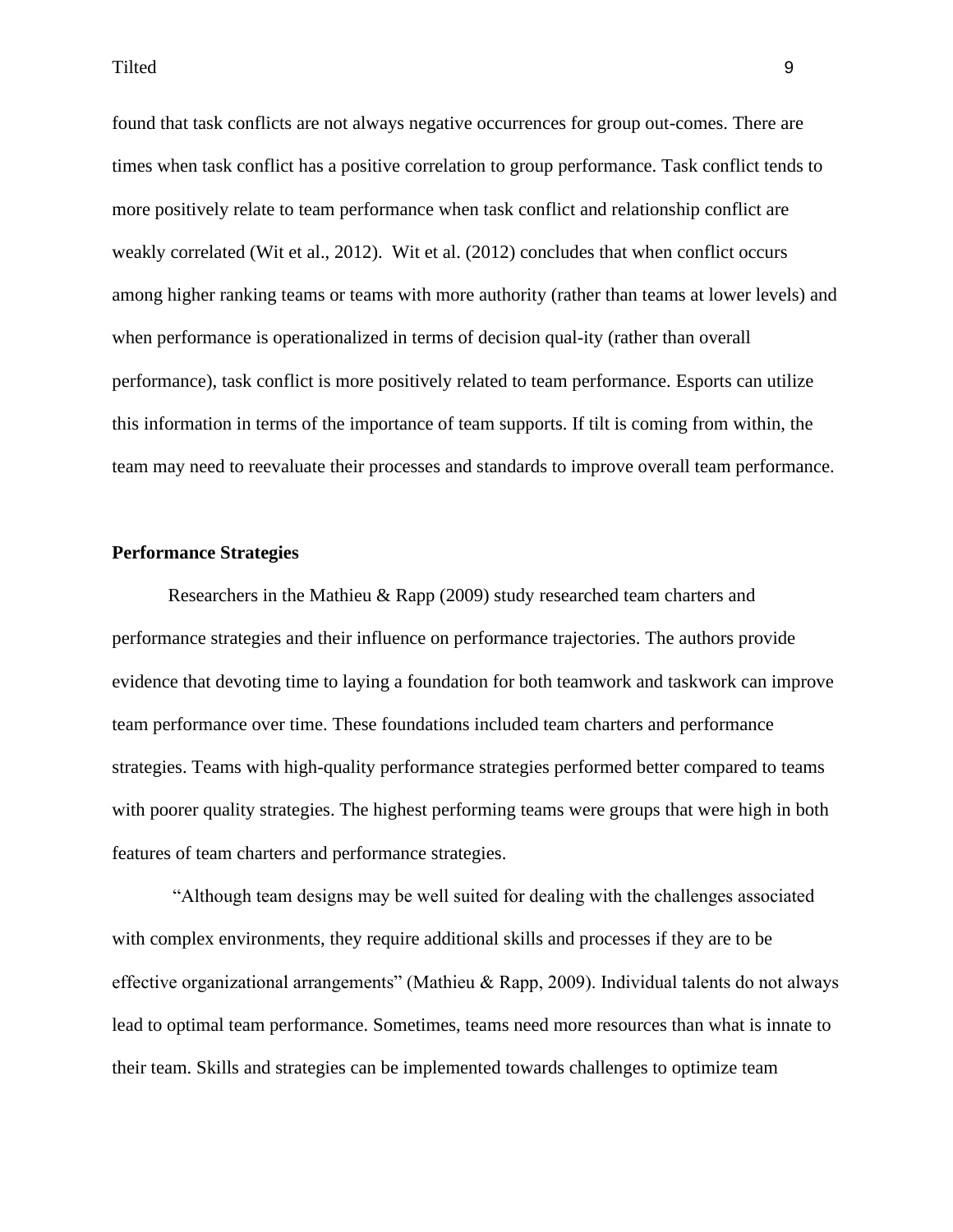found that task conflicts are not always negative occurrences for group out-comes. There are times when task conflict has a positive correlation to group performance. Task conflict tends to more positively relate to team performance when task conflict and relationship conflict are weakly correlated (Wit et al., 2012). Wit et al. (2012) concludes that when conflict occurs among higher ranking teams or teams with more authority (rather than teams at lower levels) and when performance is operationalized in terms of decision qual-ity (rather than overall performance), task conflict is more positively related to team performance. Esports can utilize this information in terms of the importance of team supports. If tilt is coming from within, the team may need to reevaluate their processes and standards to improve overall team performance.

**Performance Strategies**

Researchers in the Mathieu & Rapp (2009) study researched team charters and performance strategies and their influence on performance trajectories. The authors provide evidence that devoting time to laying a foundation for both teamwork and taskwork can improve team performance over time. These foundations included team charters and performance strategies. Teams with high-quality performance strategies performed better compared to teams with poorer quality strategies. The highest performing teams were groups that were high in both features of team charters and performance strategies.

"Although team designs may be well suited for dealing with the challenges associated with complex environments, they require additional skills and processes if they are to be effective organizational arrangements" (Mathieu & Rapp, 2009). Individual talents do not always lead to optimal team performance. Sometimes, teams need more resources than what is innate to their team. Skills and strategies can be implemented towards challenges to optimize team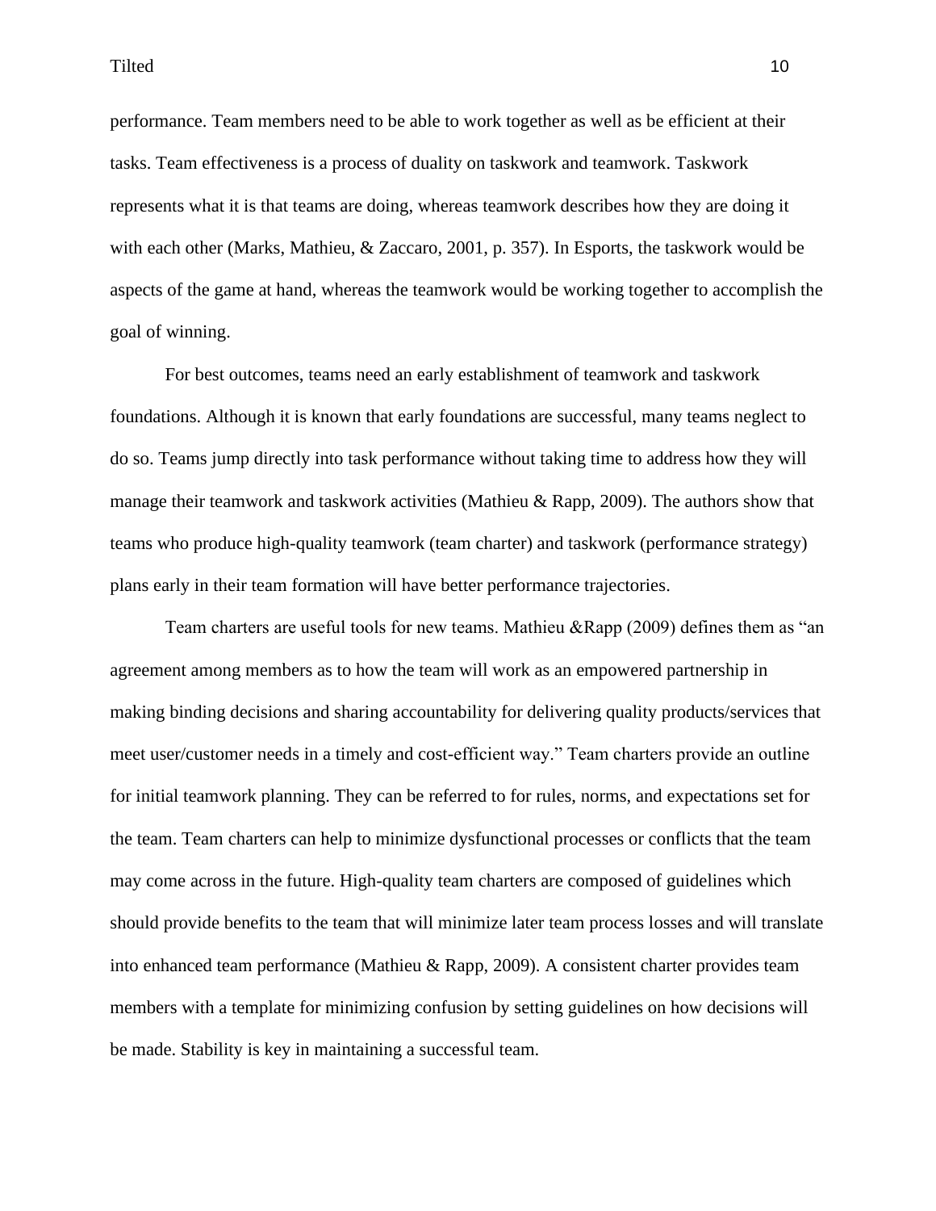performance. Team members need to be able to work together as well as be efficient at their tasks. Team effectiveness is a process of duality on taskwork and teamwork. Taskwork represents what it is that teams are doing, whereas teamwork describes how they are doing it with each other (Marks, Mathieu, & Zaccaro, 2001, p. 357). In Esports, the taskwork would be aspects of the game at hand, whereas the teamwork would be working together to accomplish the goal of winning.

For best outcomes, teams need an early establishment of teamwork and taskwork foundations. Although it is known that early foundations are successful, many teams neglect to do so. Teams jump directly into task performance without taking time to address how they will manage their teamwork and taskwork activities (Mathieu & Rapp, 2009). The authors show that teams who produce high-quality teamwork (team charter) and taskwork (performance strategy) plans early in their team formation will have better performance trajectories.

Team charters are useful tools for new teams. Mathieu &Rapp (2009) defines them as "an agreement among members as to how the team will work as an empowered partnership in making binding decisions and sharing accountability for delivering quality products/services that meet user/customer needs in a timely and cost-efficient way." Team charters provide an outline for initial teamwork planning. They can be referred to for rules, norms, and expectations set for the team. Team charters can help to minimize dysfunctional processes or conflicts that the team may come across in the future. High-quality team charters are composed of guidelines which should provide benefits to the team that will minimize later team process losses and will translate into enhanced team performance (Mathieu & Rapp, 2009). A consistent charter provides team members with a template for minimizing confusion by setting guidelines on how decisions will be made. Stability is key in maintaining a successful team.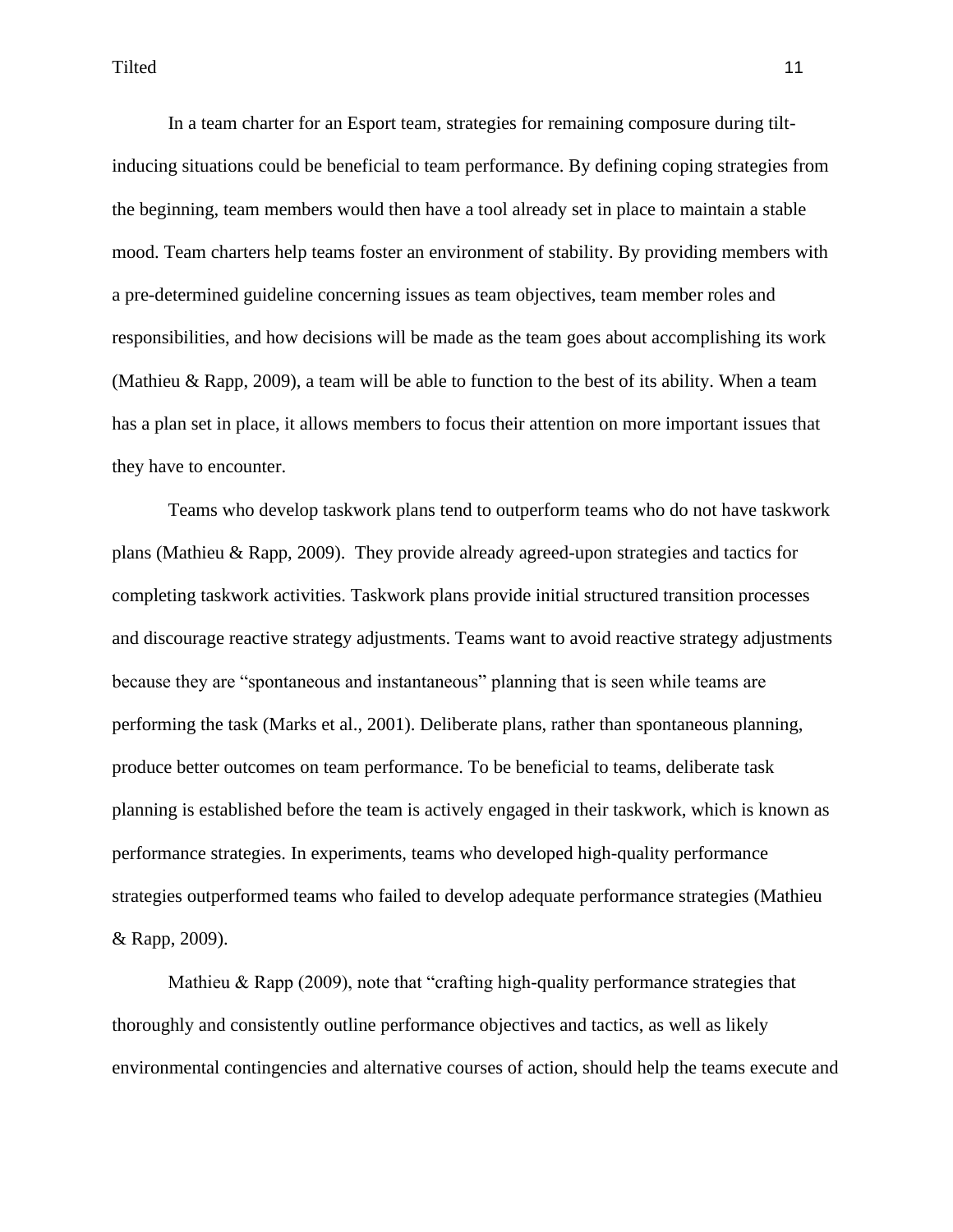In a team charter for an Esport team, strategies for remaining composure during tilt-inducing situations could be beneficial to team performance. By defining coping strategies from the beginning, team members would then have a tool already set in place to maintain a stable mood. Team charters help teams foster an environment of stability. By providing members with a pre-determined guideline concerning issues as team objectives, team member roles and responsibilities, and how decisions will be made as the team goes about accomplishing its work (Mathieu & Rapp, 2009), a team will be able to function to the best of its ability. When a team has a plan set in place, it allows members to focus their attention on more important issues that they have to encounter.

Teams who develop taskwork plans tend to outperform teams who do not have taskwork plans (Mathieu & Rapp, 2009). They provide already agreed-upon strategies and tactics for completing taskwork activities. Taskwork plans provide initial structured transition processes and discourage reactive strategy adjustments. Teams want to avoid reactive strategy adjustments because they are "spontaneous and instantaneous" planning that is seen while teams are performing the task (Marks et al., 2001). Deliberate plans, rather than spontaneous planning, produce better outcomes on team performance. To be beneficial to teams, deliberate task planning is established before the team is actively engaged in their taskwork, which is known as performance strategies. In experiments, teams who developed high-quality performance strategies outperformed teams who failed to develop adequate performance strategies (Mathieu & Rapp, 2009).

Mathieu & Rapp (2009), note that "crafting high-quality performance strategies that thoroughly and consistently outline performance objectives and tactics, as well as likely environmental contingencies and alternative courses of action, should help the teams execute and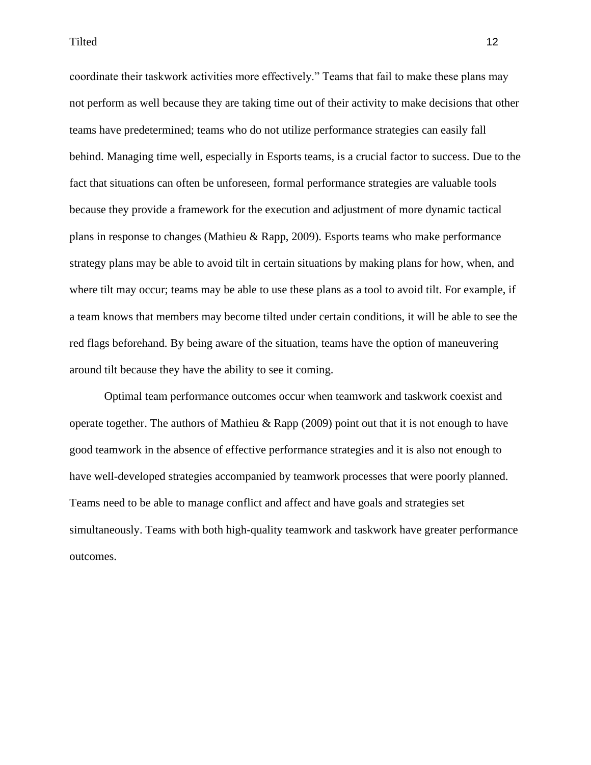coordinate their taskwork activities more effectively." Teams that fail to make these plans may not perform as well because they are taking time out of their activity to make decisions that other teams have predetermined; teams who do not utilize performance strategies can easily fall behind. Managing time well, especially in Esports teams, is a crucial factor to success. Due to the fact that situations can often be unforeseen, formal performance strategies are valuable tools because they provide a framework for the execution and adjustment of more dynamic tactical plans in response to changes (Mathieu & Rapp, 2009). Esports teams who make performance strategy plans may be able to avoid tilt in certain situations by making plans for how, when, and where tilt may occur; teams may be able to use these plans as a tool to avoid tilt. For example, if a team knows that members may become tilted under certain conditions, it will be able to see the red flags beforehand. By being aware of the situation, teams have the option of maneuvering around tilt because they have the ability to see it coming.

Optimal team performance outcomes occur when teamwork and taskwork coexist and operate together. The authors of Mathieu & Rapp (2009) point out that it is not enough to have good teamwork in the absence of effective performance strategies and it is also not enough to have well-developed strategies accompanied by teamwork processes that were poorly planned. Teams need to be able to manage conflict and affect and have goals and strategies set simultaneously. Teams with both high-quality teamwork and taskwork have greater performance outcomes.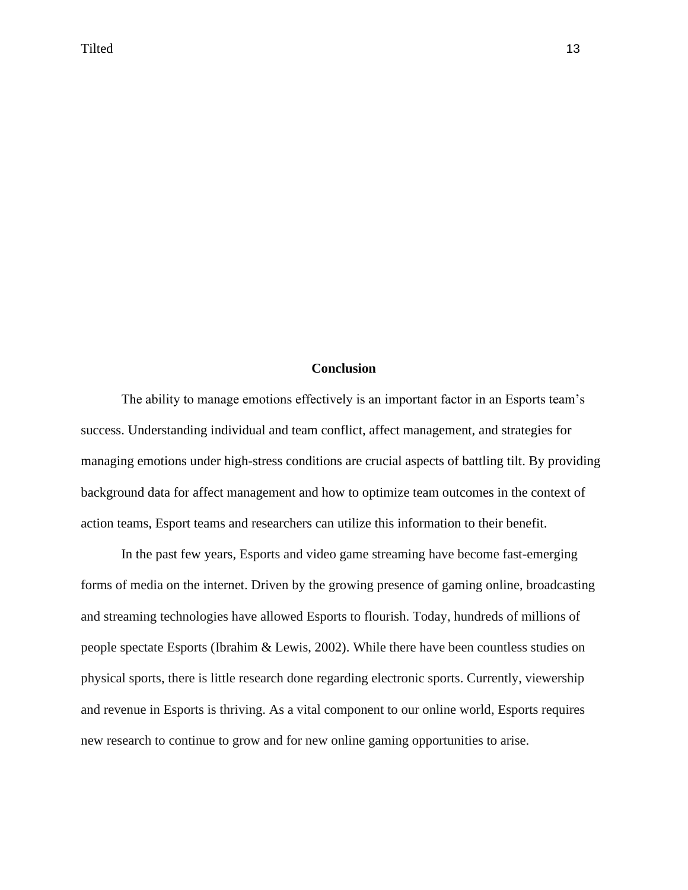## Conclusion

The ability to manage emotions effectively is an important factor in an Esports team's success. Understanding individual and team conflict, affect management, and strategies for managing emotions under high-stress conditions are crucial aspects of battling tilt. By providing background data for affect management and how to optimize team outcomes in the context of action teams, Esport teams and researchers can utilize this information to their benefit.

In the past few years, Esports and video game streaming have become fast-emerging forms of media on the internet. Driven by the growing presence of gaming online, broadcasting and streaming technologies have allowed Esports to flourish. Today, hundreds of millions of people spectate Esports (Ibrahim & Lewis, 2002). While there have been countless studies on physical sports, there is little research done regarding electronic sports. Currently, viewership and revenue in Esports is thriving. As a vital component to our online world, Esports requires new research to continue to grow and for new online gaming opportunities to arise.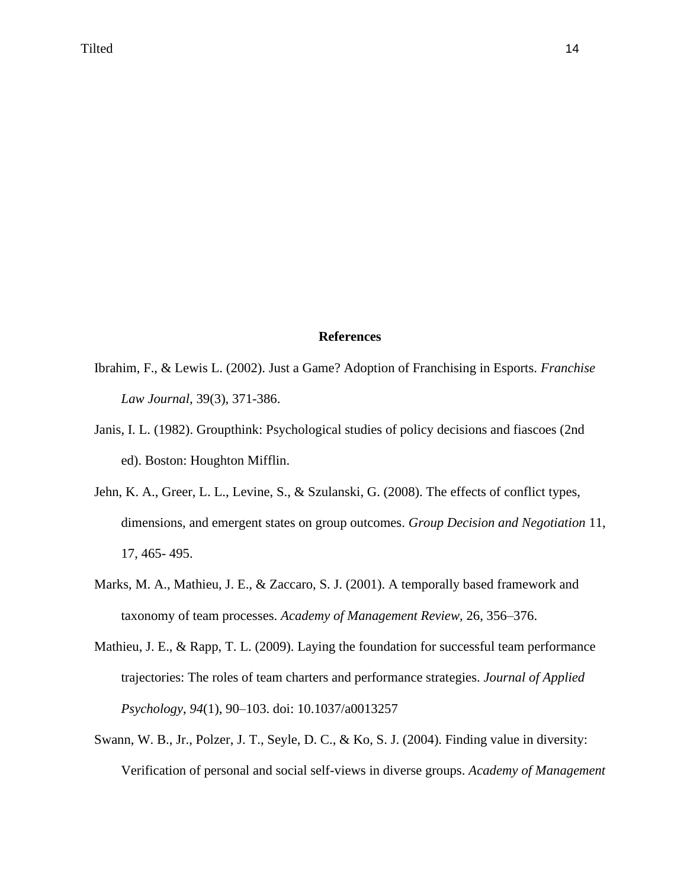**References**

Ibrahim, F., & Lewis L. (2002). Just a Game? Adoption of Franchising in Esports. *Franchise Law Journal*, 39(3), 371-386.

Janis, I. L. (1982). Groupthink: Psychological studies of policy decisions and fiascoes (2nd ed). Boston: Houghton Mifflin.

Jehn, K. A., Greer, L. L., Levine, S., & Szulanski, G. (2008). The effects of conflict types, dimensions, and emergent states on group outcomes. *Group Decision and Negotiation* 11, 17, 465- 495.

Marks, M. A., Mathieu, J. E., & Zaccaro, S. J. (2001). A temporally based framework and taxonomy of team processes. *Academy of Management Review*, 26, 356–376.

Mathieu, J. E., & Rapp, T. L. (2009). Laying the foundation for successful team performance trajectories: The roles of team charters and performance strategies. *Journal of Applied Psychology*, *94*(1), 90–103. doi: 10.1037/a0013257

Swann, W. B., Jr., Polzer, J. T., Seyle, D. C., & Ko, S. J. (2004). Finding value in diversity: Verification of personal and social self-views in diverse groups. *Academy of Management*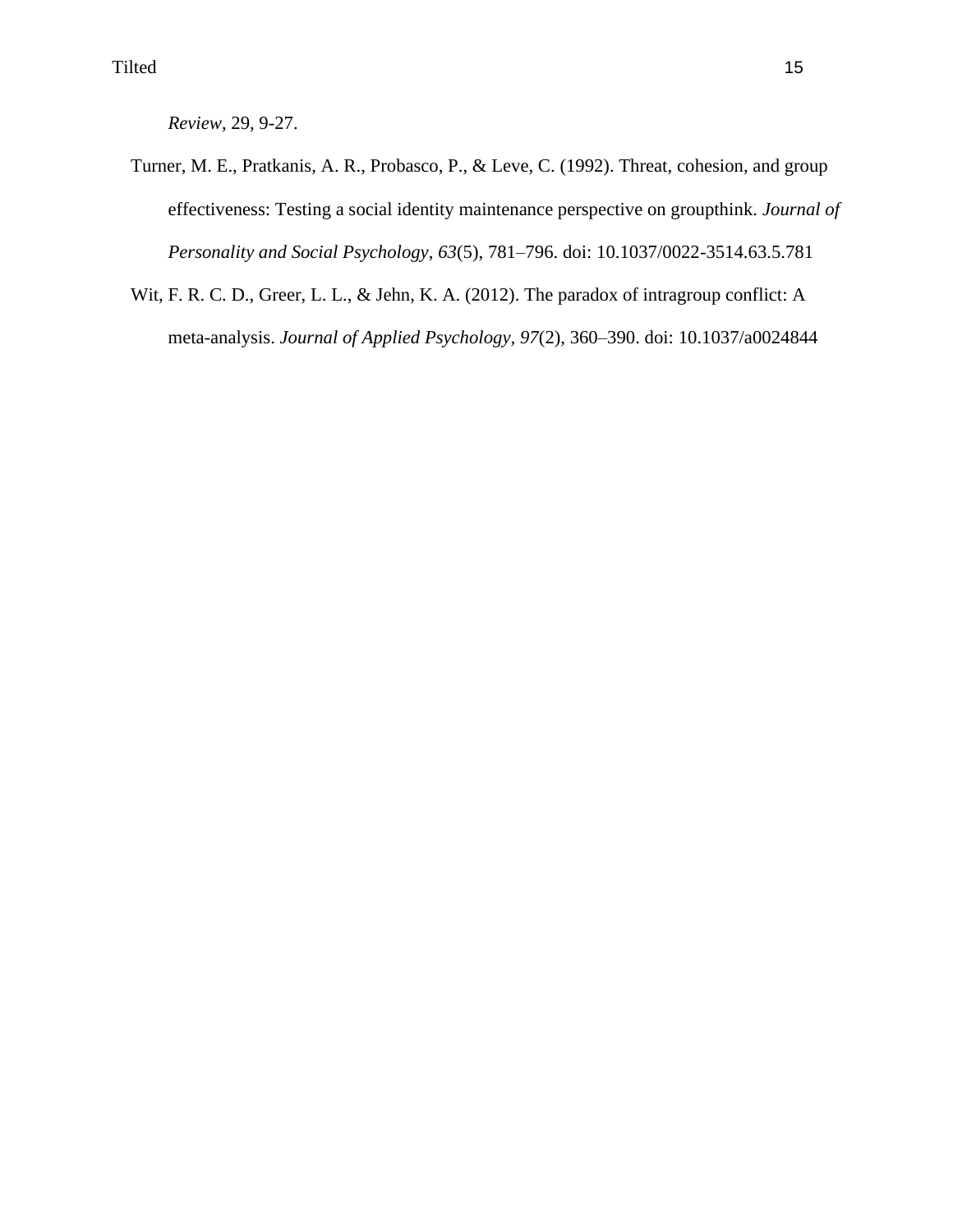*Review*, 29, 9-27.

Turner, M. E., Pratkanis, A. R., Probasco, P., & Leve, C. (1992). Threat, cohesion, and group effectiveness: Testing a social identity maintenance perspective on groupthink. *Journal of Personality and Social Psychology*, *63*(5), 781–796. doi: 10.1037/0022-3514.63.5.781

Wit, F. R. C. D., Greer, L. L., & Jehn, K. A. (2012). The paradox of intragroup conflict: A meta-analysis. *Journal of Applied Psychology*, *97*(2), 360–390. doi: 10.1037/a0024844